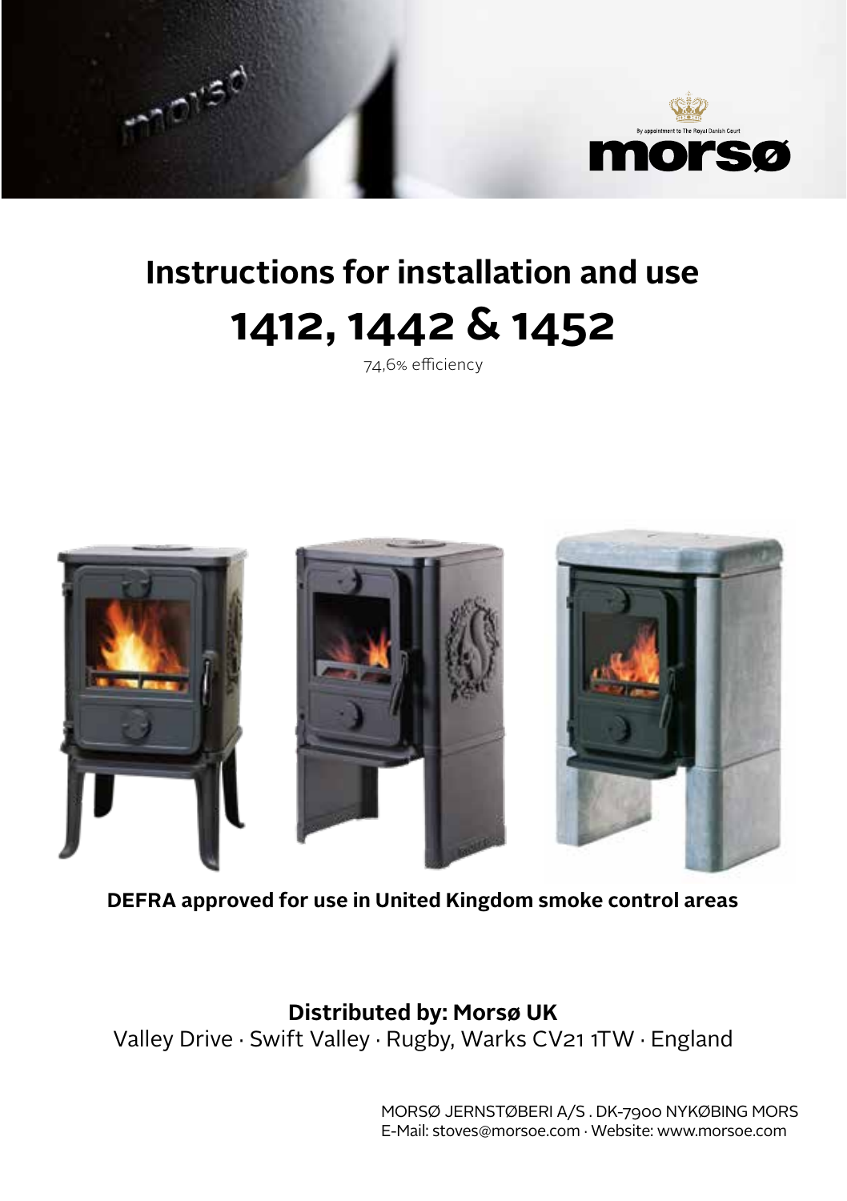By appointment to The Royal Danish Court

morsø

# Instructions for installation and use

# 1412, 1442 & 1452

74,6% efficiency

**DEFRA approved for use in United Kingdom smoke control areas**

**Distributed by: Morsø UK**

Valley Drive · Swift Valley · Rugby, Warks CV21 1TW · England

MORSØ JERNSTØBERI A/S . DK-7900 NYKØBING MORS
E-Mail: stoves@morsoe.com · Website: www.morsoe.com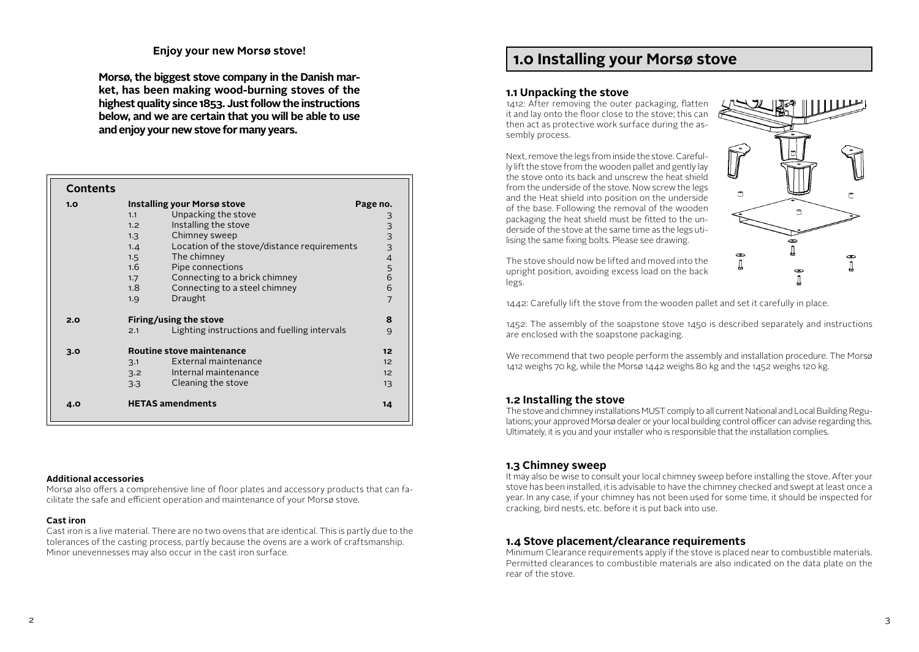**Enjoy your new Morsø stove!**

**Morsø, the biggest stove company in the Danish market, has been making wood-burning stoves of the highest quality since 1853. Just follow the instructions below, and we are certain that you will be able to use and enjoy your new stove for many years.**

## Contents

| | | | Page no. |
|---|---|---|---|
| **1.0** | **Installing your Morsø stove** | | |
| | 1.1 | Unpacking the stove | 3 |
| | 1.2 | Installing the stove | 3 |
| | 1.3 | Chimney sweep | 3 |
| | 1.4 | Location of the stove/distance requirements | 3 |
| | 1.5 | The chimney | 4 |
| | 1.6 | Pipe connections | 5 |
| | 1.7 | Connecting to a brick chimney | 6 |
| | 1.8 | Connecting to a steel chimney | 6 |
| | 1.9 | Draught | 7 |
| **2.0** | **Firing/using the stove** | | **8** |
| | 2.1 | Lighting instructions and fuelling intervals | 9 |
| **3.0** | **Routine stove maintenance** | | **12** |
| | 3.1 | External maintenance | 12 |
| | 3.2 | Internal maintenance | 12 |
| | 3.3 | Cleaning the stove | 13 |
| **4.0** | **HETAS amendments** | | **14** |

**Additional accessories**

Morsø also offers a comprehensive line of floor plates and accessory products that can facilitate the safe and efficient operation and maintenance of your Morsø stove.

**Cast iron**

Cast iron is a live material. There are no two ovens that are identical. This is partly due to the tolerances of the casting process, partly because the ovens are a work of craftsmanship. Minor unevennesses may also occur in the cast iron surface.

# 1.0 Installing your Morsø stove

## 1.1 Unpacking the stove

1412: After removing the outer packaging, flatten it and lay onto the floor close to the stove; this can then act as protective work surface during the assembly process.

Next, remove the legs from inside the stove. Carefully lift the stove from the wooden pallet and gently lay the stove onto its back and unscrew the heat shield from the underside of the stove. Now screw the legs and the Heat shield into position on the underside of the base. Following the removal of the wooden packaging the heat shield must be fitted to the underside of the stove at the same time as the legs utilising the same fixing bolts. Please see drawing.

The stove should now be lifted and moved into the upright position, avoiding excess load on the back legs.

1442: Carefully lift the stove from the wooden pallet and set it carefully in place.

1452: The assembly of the soapstone stove 1450 is described separately and instructions are enclosed with the soapstone packaging.

We recommend that two people perform the assembly and installation procedure. The Morsø 1412 weighs 70 kg, while the Morsø 1442 weighs 80 kg and the 1452 weighs 120 kg.

## 1.2 Installing the stove

The stove and chimney installations MUST comply to all current National and Local Building Regulations; your approved Morsø dealer or your local building control officer can advise regarding this. Ultimately, it is you and your installer who is responsible that the installation complies.

## 1.3 Chimney sweep

It may also be wise to consult your local chimney sweep before installing the stove. After your stove has been installed, it is advisable to have the chimney checked and swept at least once a year. In any case, if your chimney has not been used for some time, it should be inspected for cracking, bird nests, etc. before it is put back into use.

## 1.4 Stove placement/clearance requirements

Minimum Clearance requirements apply if the stove is placed near to combustible materials. Permitted clearances to combustible materials are also indicated on the data plate on the rear of the stove.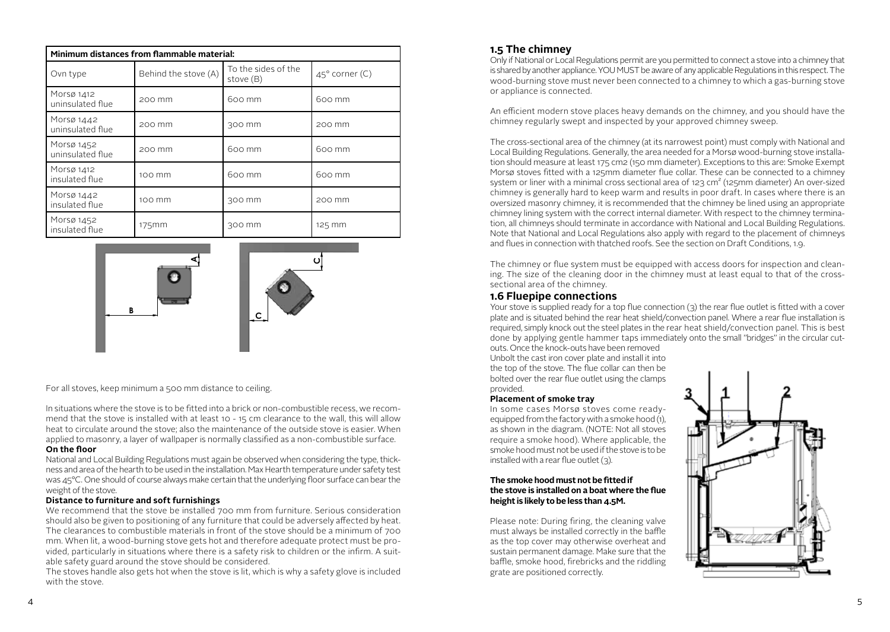| Minimum distances from flammable material: | | | |
|---|---|---|---|
| Ovn type | Behind the stove (A) | To the sides of the stove (B) | 45° corner (C) |
| Morsø 1412 uninsulated flue | 200 mm | 600 mm | 600 mm |
| Morsø 1442 uninsulated flue | 200 mm | 300 mm | 200 mm |
| Morsø 1452 uninsulated flue | 200 mm | 600 mm | 600 mm |
| Morsø 1412 insulated flue | 100 mm | 600 mm | 600 mm |
| Morsø 1442 insulated flue | 100 mm | 300 mm | 200 mm |
| Morsø 1452 insulated flue | 175mm | 300 mm | 125 mm |

For all stoves, keep minimum a 500 mm distance to ceiling.

In situations where the stove is to be fitted into a brick or non-combustible recess, we recommend that the stove is installed with at least 10 - 15 cm clearance to the wall, this will allow heat to circulate around the stove; also the maintenance of the outside stove is easier. When applied to masonry, a layer of wallpaper is normally classified as a non-combustible surface.

**On the floor**

National and Local Building Regulations must again be observed when considering the type, thickness and area of the hearth to be used in the installation. Max Hearth temperature under safety test was 45°C. One should of course always make certain that the underlying floor surface can bear the weight of the stove.

**Distance to furniture and soft furnishings**

We recommend that the stove be installed 700 mm from furniture. Serious consideration should also be given to positioning of any furniture that could be adversely affected by heat. The clearances to combustible materials in front of the stove should be a minimum of 700 mm. When lit, a wood-burning stove gets hot and therefore adequate protect must be provided, particularly in situations where there is a safety risk to children or the infirm. A suitable safety guard around the stove should be considered.

The stoves handle also gets hot when the stove is lit, which is why a safety glove is included with the stove.

## 1.5 The chimney

Only if National or Local Regulations permit are you permitted to connect a stove into a chimney that is shared by another appliance. YOU MUST be aware of any applicable Regulations in this respect. The wood-burning stove must never been connected to a chimney to which a gas-burning stove or appliance is connected.

An efficient modern stove places heavy demands on the chimney, and you should have the chimney regularly swept and inspected by your approved chimney sweep.

The cross-sectional area of the chimney (at its narrowest point) must comply with National and Local Building Regulations. Generally, the area needed for a Morsø wood-burning stove installation should measure at least 175 cm2 (150 mm diameter). Exceptions to this are: Smoke Exempt Morsø stoves fitted with a 125mm diameter flue collar. These can be connected to a chimney system or liner with a minimal cross sectional area of 123 cm² (125mm diameter) An over-sized chimney is generally hard to keep warm and results in poor draft. In cases where there is an oversized masonry chimney, it is recommended that the chimney be lined using an appropriate chimney lining system with the correct internal diameter. With respect to the chimney termination, all chimneys should terminate in accordance with National and Local Building Regulations. Note that National and Local Regulations also apply with regard to the placement of chimneys and flues in connection with thatched roofs. See the section on Draft Conditions, 1.9.

The chimney or flue system must be equipped with access doors for inspection and cleaning. The size of the cleaning door in the chimney must at least equal to that of the cross-sectional area of the chimney.

## 1.6 Fluepipe connections

Your stove is supplied ready for a top flue connection (3) the rear flue outlet is fitted with a cover plate and is situated behind the rear heat shield/convection panel. Where a rear flue installation is required, simply knock out the steel plates in the rear heat shield/convection panel. This is best done by applying gentle hammer taps immediately onto the small "bridges" in the circular cut-outs. Once the knock-outs have been removed Unbolt the cast iron cover plate and install it into the top of the stove. The flue collar can then be bolted over the rear flue outlet using the clamps provided.

**Placement of smoke tray**

In some cases Morsø stoves come ready-equipped from the factory with a smoke hood (1), as shown in the diagram. (NOTE: Not all stoves require a smoke hood). Where applicable, the smoke hood must not be used if the stove is to be installed with a rear flue outlet (3).

**The smoke hood must not be fitted if the stove is installed on a boat where the flue height is likely to be less than 4.5M.**

Please note: During firing, the cleaning valve must always be installed correctly in the baffle as the top cover may otherwise overheat and sustain permanent damage. Make sure that the baffle, smoke hood, firebricks and the riddling grate are positioned correctly.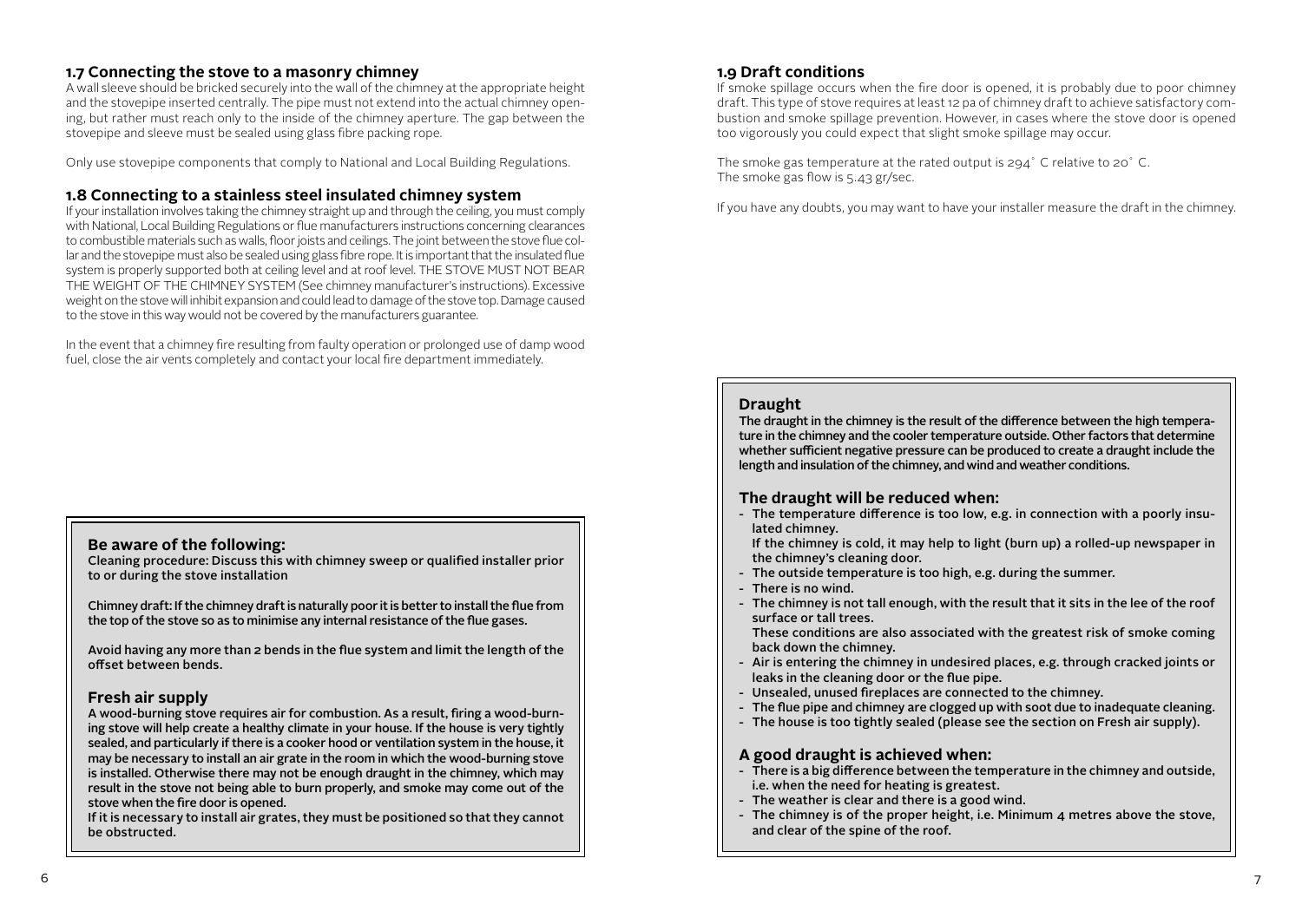## 1.7 Connecting the stove to a masonry chimney

A wall sleeve should be bricked securely into the wall of the chimney at the appropriate height and the stovepipe inserted centrally. The pipe must not extend into the actual chimney opening, but rather must reach only to the inside of the chimney aperture. The gap between the stovepipe and sleeve must be sealed using glass fibre packing rope.

Only use stovepipe components that comply to National and Local Building Regulations.

## 1.8 Connecting to a stainless steel insulated chimney system

If your installation involves taking the chimney straight up and through the ceiling, you must comply with National, Local Building Regulations or flue manufacturers instructions concerning clearances to combustible materials such as walls, floor joists and ceilings. The joint between the stove flue collar and the stovepipe must also be sealed using glass fibre rope. It is important that the insulated flue system is properly supported both at ceiling level and at roof level. THE STOVE MUST NOT BEAR THE WEIGHT OF THE CHIMNEY SYSTEM (See chimney manufacturer's instructions). Excessive weight on the stove will inhibit expansion and could lead to damage of the stove top. Damage caused to the stove in this way would not be covered by the manufacturers guarantee.

In the event that a chimney fire resulting from faulty operation or prolonged use of damp wood fuel, close the air vents completely and contact your local fire department immediately.

### Be aware of the following:

Cleaning procedure: Discuss this with chimney sweep or qualified installer prior to or during the stove installation

Chimney draft: If the chimney draft is naturally poor it is better to install the flue from the top of the stove so as to minimise any internal resistance of the flue gases.

Avoid having any more than 2 bends in the flue system and limit the length of the offset between bends.

### Fresh air supply

A wood-burning stove requires air for combustion. As a result, firing a wood-burning stove will help create a healthy climate in your house. If the house is very tightly sealed, and particularly if there is a cooker hood or ventilation system in the house, it may be necessary to install an air grate in the room in which the wood-burning stove is installed. Otherwise there may not be enough draught in the chimney, which may result in the stove not being able to burn properly, and smoke may come out of the stove when the fire door is opened.

If it is necessary to install air grates, they must be positioned so that they cannot be obstructed.

## 1.9 Draft conditions

If smoke spillage occurs when the fire door is opened, it is probably due to poor chimney draft. This type of stove requires at least 12 pa of chimney draft to achieve satisfactory combustion and smoke spillage prevention. However, in cases where the stove door is opened too vigorously you could expect that slight smoke spillage may occur.

The smoke gas temperature at the rated output is 294° C relative to 20° C.
The smoke gas flow is 5.43 gr/sec.

If you have any doubts, you may want to have your installer measure the draft in the chimney.

### Draught

The draught in the chimney is the result of the difference between the high temperature in the chimney and the cooler temperature outside. Other factors that determine whether sufficient negative pressure can be produced to create a draught include the length and insulation of the chimney, and wind and weather conditions.

### The draught will be reduced when:

- The temperature difference is too low, e.g. in connection with a poorly insulated chimney.
  If the chimney is cold, it may help to light (burn up) a rolled-up newspaper in the chimney's cleaning door.
- The outside temperature is too high, e.g. during the summer.
- There is no wind.
- The chimney is not tall enough, with the result that it sits in the lee of the roof surface or tall trees.
  These conditions are also associated with the greatest risk of smoke coming back down the chimney.
- Air is entering the chimney in undesired places, e.g. through cracked joints or leaks in the cleaning door or the flue pipe.
- Unsealed, unused fireplaces are connected to the chimney.
- The flue pipe and chimney are clogged up with soot due to inadequate cleaning.
- The house is too tightly sealed (please see the section on Fresh air supply).

### A good draught is achieved when:

- There is a big difference between the temperature in the chimney and outside, i.e. when the need for heating is greatest.
- The weather is clear and there is a good wind.
- The chimney is of the proper height, i.e. Minimum 4 metres above the stove, and clear of the spine of the roof.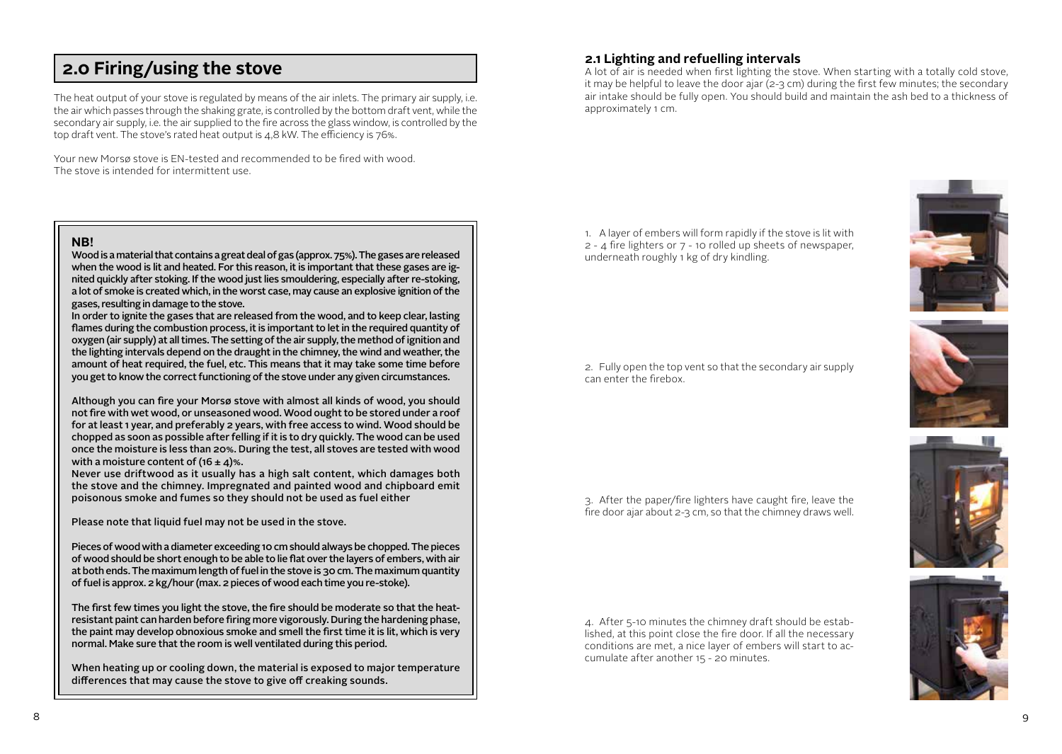# 2.0 Firing/using the stove

The heat output of your stove is regulated by means of the air inlets. The primary air supply, i.e. the air which passes through the shaking grate, is controlled by the bottom draft vent, while the secondary air supply, i.e. the air supplied to the fire across the glass window, is controlled by the top draft vent. The stove's rated heat output is 4,8 kW. The efficiency is 76%.

Your new Morsø stove is EN-tested and recommended to be fired with wood.
The stove is intended for intermittent use.

**NB!**

**Wood is a material that contains a great deal of gas (approx. 75%). The gases are released when the wood is lit and heated. For this reason, it is important that these gases are ignited quickly after stoking. If the wood just lies smouldering, especially after re-stoking, a lot of smoke is created which, in the worst case, may cause an explosive ignition of the gases, resulting in damage to the stove.**

**In order to ignite the gases that are released from the wood, and to keep clear, lasting flames during the combustion process, it is important to let in the required quantity of oxygen (air supply) at all times. The setting of the air supply, the method of ignition and the lighting intervals depend on the draught in the chimney, the wind and weather, the amount of heat required, the fuel, etc. This means that it may take some time before you get to know the correct functioning of the stove under any given circumstances.**

Although you can fire your Morsø stove with almost all kinds of wood, you should not fire with wet wood, or unseasoned wood. Wood ought to be stored under a roof for at least 1 year, and preferably 2 years, with free access to wind. Wood should be chopped as soon as possible after felling if it is to dry quickly. The wood can be used once the moisture is less than 20%. During the test, all stoves are tested with wood with a moisture content of (16 ± 4)%.

Never use driftwood as it usually has a high salt content, which damages both the stove and the chimney. Impregnated and painted wood and chipboard emit poisonous smoke and fumes so they should not be used as fuel either

Please note that liquid fuel may not be used in the stove.

Pieces of wood with a diameter exceeding 10 cm should always be chopped. The pieces of wood should be short enough to be able to lie flat over the layers of embers, with air at both ends. The maximum length of fuel in the stove is 30 cm. The maximum quantity of fuel is approx. 2 kg/hour (max. 2 pieces of wood each time you re-stoke).

The first few times you light the stove, the fire should be moderate so that the heat-resistant paint can harden before firing more vigorously. During the hardening phase, the paint may develop obnoxious smoke and smell the first time it is lit, which is very normal. Make sure that the room is well ventilated during this period.

When heating up or cooling down, the material is exposed to major temperature differences that may cause the stove to give off creaking sounds.

## 2.1 Lighting and refuelling intervals

A lot of air is needed when first lighting the stove. When starting with a totally cold stove, it may be helpful to leave the door ajar (2-3 cm) during the first few minutes; the secondary air intake should be fully open. You should build and maintain the ash bed to a thickness of approximately 1 cm.

1. A layer of embers will form rapidly if the stove is lit with 2 - 4 fire lighters or 7 - 10 rolled up sheets of newspaper, underneath roughly 1 kg of dry kindling.

2. Fully open the top vent so that the secondary air supply can enter the firebox.

3. After the paper/fire lighters have caught fire, leave the fire door ajar about 2-3 cm, so that the chimney draws well.

4. After 5-10 minutes the chimney draft should be established, at this point close the fire door. If all the necessary conditions are met, a nice layer of embers will start to accumulate after another 15 - 20 minutes.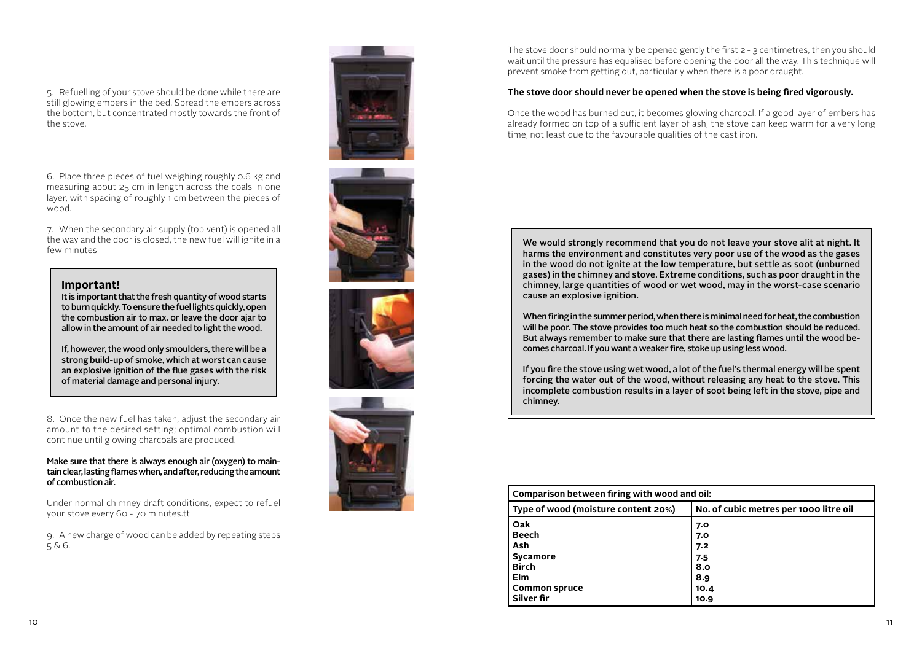5. Refuelling of your stove should be done while there are still glowing embers in the bed. Spread the embers across the bottom, but concentrated mostly towards the front of the stove.

6. Place three pieces of fuel weighing roughly 0.6 kg and measuring about 25 cm in length across the coals in one layer, with spacing of roughly 1 cm between the pieces of wood.

7. When the secondary air supply (top vent) is opened all the way and the door is closed, the new fuel will ignite in a few minutes.

### Important!

**It is important that the fresh quantity of wood starts to burn quickly. To ensure the fuel lights quickly, open the combustion air to max. or leave the door ajar to allow in the amount of air needed to light the wood.**

**If, however, the wood only smoulders, there will be a strong build-up of smoke, which at worst can cause an explosive ignition of the flue gases with the risk of material damage and personal injury.**

8. Once the new fuel has taken, adjust the secondary air amount to the desired setting; optimal combustion will continue until glowing charcoals are produced.

**Make sure that there is always enough air (oxygen) to maintain clear, lasting flames when, and after, reducing the amount of combustion air.**

Under normal chimney draft conditions, expect to refuel your stove every 60 - 70 minutes.tt

9. A new charge of wood can be added by repeating steps 5 & 6.

The stove door should normally be opened gently the first 2 - 3 centimetres, then you should wait until the pressure has equalised before opening the door all the way. This technique will prevent smoke from getting out, particularly when there is a poor draught.

**The stove door should never be opened when the stove is being fired vigorously.**

Once the wood has burned out, it becomes glowing charcoal. If a good layer of embers has already formed on top of a sufficient layer of ash, the stove can keep warm for a very long time, not least due to the favourable qualities of the cast iron.

**We would strongly recommend that you do not leave your stove alit at night. It harms the environment and constitutes very poor use of the wood as the gases in the wood do not ignite at the low temperature, but settle as soot (unburned gases) in the chimney and stove. Extreme conditions, such as poor draught in the chimney, large quantities of wood or wet wood, may in the worst-case scenario cause an explosive ignition.**

**When firing in the summer period, when there is minimal need for heat, the combustion will be poor. The stove provides too much heat so the combustion should be reduced. But always remember to make sure that there are lasting flames until the wood becomes charcoal. If you want a weaker fire, stoke up using less wood.**

**If you fire the stove using wet wood, a lot of the fuel's thermal energy will be spent forcing the water out of the wood, without releasing any heat to the stove. This incomplete combustion results in a layer of soot being left in the stove, pipe and chimney.**

**Comparison between firing with wood and oil:**

| Type of wood (moisture content 20%) | No. of cubic metres per 1000 litre oil |
|---|---|
| Oak | 7.0 |
| Beech | 7.0 |
| Ash | 7.2 |
| Sycamore | 7.5 |
| Birch | 8.0 |
| Elm | 8.9 |
| Common spruce | 10.4 |
| Silver fir | 10.9 |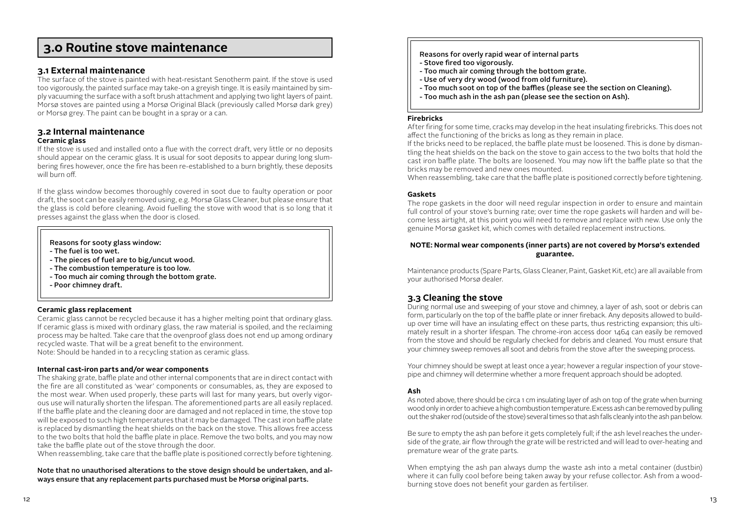# 3.0 Routine stove maintenance

## 3.1 External maintenance

The surface of the stove is painted with heat-resistant Senotherm paint. If the stove is used too vigorously, the painted surface may take-on a greyish tinge. It is easily maintained by simply vacuuming the surface with a soft brush attachment and applying two light layers of paint. Morsø stoves are painted using a Morsø Original Black (previously called Morsø dark grey) or Morsø grey. The paint can be bought in a spray or a can.

## 3.2 Internal maintenance

### Ceramic glass

If the stove is used and installed onto a flue with the correct draft, very little or no deposits should appear on the ceramic glass. It is usual for soot deposits to appear during long slumbering fires however, once the fire has been re-established to a burn brightly, these deposits will burn off.

If the glass window becomes thoroughly covered in soot due to faulty operation or poor draft, the soot can be easily removed using, e.g. Morsø Glass Cleaner, but please ensure that the glass is cold before cleaning. Avoid fuelling the stove with wood that is so long that it presses against the glass when the door is closed.

> Reasons for sooty glass window:
> - The fuel is too wet.
> - The pieces of fuel are to big/uncut wood.
> - The combustion temperature is too low.
> - Too much air coming through the bottom grate.
> - Poor chimney draft.

### Ceramic glass replacement

Ceramic glass cannot be recycled because it has a higher melting point that ordinary glass. If ceramic glass is mixed with ordinary glass, the raw material is spoiled, and the reclaiming process may be halted. Take care that the ovenproof glass does not end up among ordinary recycled waste. That will be a great benefit to the environment.
Note: Should be handed in to a recycling station as ceramic glass.

### Internal cast-iron parts and/or wear components

The shaking grate, baffle plate and other internal components that are in direct contact with the fire are all constituted as 'wear' components or consumables, as, they are exposed to the most wear. When used properly, these parts will last for many years, but overly vigorous use will naturally shorten the lifespan. The aforementioned parts are all easily replaced. If the baffle plate and the cleaning door are damaged and not replaced in time, the stove top will be exposed to such high temperatures that it may be damaged. The cast iron baffle plate is replaced by dismantling the heat shields on the back on the stove. This allows free access to the two bolts that hold the baffle plate in place. Remove the two bolts, and you may now take the baffle plate out of the stove through the door.
When reassembling, take care that the baffle plate is positioned correctly before tightening.

Note that no unauthorised alterations to the stove design should be undertaken, and always ensure that any replacement parts purchased must be Morsø original parts.

> Reasons for overly rapid wear of internal parts
> - Stove fired too vigorously.
> - Too much air coming through the bottom grate.
> - Use of very dry wood (wood from old furniture).
> - Too much soot on top of the baffles (please see the section on Cleaning).
> - Too much ash in the ash pan (please see the section on Ash).

### Firebricks

After firing for some time, cracks may develop in the heat insulating firebricks. This does not affect the functioning of the bricks as long as they remain in place.
If the bricks need to be replaced, the baffle plate must be loosened. This is done by dismantling the heat shields on the back on the stove to gain access to the two bolts that hold the cast iron baffle plate. The bolts are loosened. You may now lift the baffle plate so that the bricks may be removed and new ones mounted.
When reassembling, take care that the baffle plate is positioned correctly before tightening.

### Gaskets

The rope gaskets in the door will need regular inspection in order to ensure and maintain full control of your stove's burning rate; over time the rope gaskets will harden and will become less airtight, at this point you will need to remove and replace with new. Use only the genuine Morsø gasket kit, which comes with detailed replacement instructions.

**NOTE: Normal wear components (inner parts) are not covered by Morsø's extended guarantee.**

Maintenance products (Spare Parts, Glass Cleaner, Paint, Gasket Kit, etc) are all available from your authorised Morsø dealer.

## 3.3 Cleaning the stove

During normal use and sweeping of your stove and chimney, a layer of ash, soot or debris can form, particularly on the top of the baffle plate or inner fireback. Any deposits allowed to build-up over time will have an insulating effect on these parts, thus restricting expansion; this ultimately result in a shorter lifespan. The chrome-iron access door 1464 can easily be removed from the stove and should be regularly checked for debris and cleaned. You must ensure that your chimney sweep removes all soot and debris from the stove after the sweeping process.

Your chimney should be swept at least once a year; however a regular inspection of your stovepipe and chimney will determine whether a more frequent approach should be adopted.

### Ash

As noted above, there should be circa 1 cm insulating layer of ash on top of the grate when burning wood only in order to achieve a high combustion temperature. Excess ash can be removed by pulling out the shaker rod (outside of the stove) several times so that ash falls cleanly into the ash pan below.

Be sure to empty the ash pan before it gets completely full; if the ash level reaches the underside of the grate, air flow through the grate will be restricted and will lead to over-heating and premature wear of the grate parts.

When emptying the ash pan always dump the waste ash into a metal container (dustbin) where it can fully cool before being taken away by your refuse collector. Ash from a wood-burning stove does not benefit your garden as fertiliser.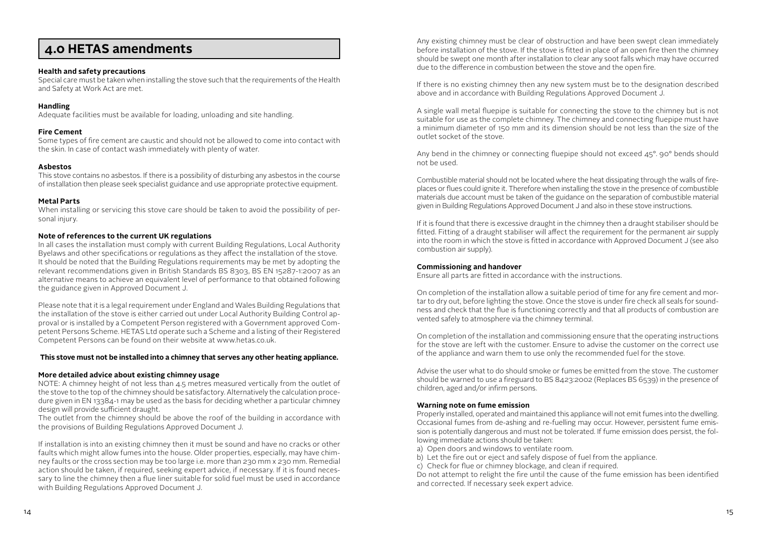## 4.0 HETAS amendments

**Health and safety precautions**
Special care must be taken when installing the stove such that the requirements of the Health and Safety at Work Act are met.

**Handling**
Adequate facilities must be available for loading, unloading and site handling.

**Fire Cement**
Some types of fire cement are caustic and should not be allowed to come into contact with the skin. In case of contact wash immediately with plenty of water.

**Asbestos**
This stove contains no asbestos. If there is a possibility of disturbing any asbestos in the course of installation then please seek specialist guidance and use appropriate protective equipment.

**Metal Parts**
When installing or servicing this stove care should be taken to avoid the possibility of personal injury.

**Note of references to the current UK regulations**
In all cases the installation must comply with current Building Regulations, Local Authority Byelaws and other specifications or regulations as they affect the installation of the stove. It should be noted that the Building Regulations requirements may be met by adopting the relevant recommendations given in British Standards BS 8303, BS EN 15287-1:2007 as an alternative means to achieve an equivalent level of performance to that obtained following the guidance given in Approved Document J.

Please note that it is a legal requirement under England and Wales Building Regulations that the installation of the stove is either carried out under Local Authority Building Control approval or is installed by a Competent Person registered with a Government approved Competent Persons Scheme. HETAS Ltd operate such a Scheme and a listing of their Registered Competent Persons can be found on their website at www.hetas.co.uk.

**This stove must not be installed into a chimney that serves any other heating appliance.**

**More detailed advice about existing chimney usage**
NOTE: A chimney height of not less than 4.5 metres measured vertically from the outlet of the stove to the top of the chimney should be satisfactory. Alternatively the calculation procedure given in EN 13384-1 may be used as the basis for deciding whether a particular chimney design will provide sufficient draught.
The outlet from the chimney should be above the roof of the building in accordance with the provisions of Building Regulations Approved Document J.

If installation is into an existing chimney then it must be sound and have no cracks or other faults which might allow fumes into the house. Older properties, especially, may have chimney faults or the cross section may be too large i.e. more than 230 mm x 230 mm. Remedial action should be taken, if required, seeking expert advice, if necessary. If it is found necessary to line the chimney then a flue liner suitable for solid fuel must be used in accordance with Building Regulations Approved Document J.

Any existing chimney must be clear of obstruction and have been swept clean immediately before installation of the stove. If the stove is fitted in place of an open fire then the chimney should be swept one month after installation to clear any soot falls which may have occurred due to the difference in combustion between the stove and the open fire.

If there is no existing chimney then any new system must be to the designation described above and in accordance with Building Regulations Approved Document J.

A single wall metal fluepipe is suitable for connecting the stove to the chimney but is not suitable for use as the complete chimney. The chimney and connecting fluepipe must have a minimum diameter of 150 mm and its dimension should be not less than the size of the outlet socket of the stove.

Any bend in the chimney or connecting fluepipe should not exceed 45°. 90° bends should not be used.

Combustible material should not be located where the heat dissipating through the walls of fireplaces or flues could ignite it. Therefore when installing the stove in the presence of combustible materials due account must be taken of the guidance on the separation of combustible material given in Building Regulations Approved Document J and also in these stove instructions.

If it is found that there is excessive draught in the chimney then a draught stabiliser should be fitted. Fitting of a draught stabiliser will affect the requirement for the permanent air supply into the room in which the stove is fitted in accordance with Approved Document J (see also combustion air supply).

**Commissioning and handover**
Ensure all parts are fitted in accordance with the instructions.

On completion of the installation allow a suitable period of time for any fire cement and mortar to dry out, before lighting the stove. Once the stove is under fire check all seals for soundness and check that the flue is functioning correctly and that all products of combustion are vented safely to atmosphere via the chimney terminal.

On completion of the installation and commissioning ensure that the operating instructions for the stove are left with the customer. Ensure to advise the customer on the correct use of the appliance and warn them to use only the recommended fuel for the stove.

Advise the user what to do should smoke or fumes be emitted from the stove. The customer should be warned to use a fireguard to BS 8423:2002 (Replaces BS 6539) in the presence of children, aged and/or infirm persons.

**Warning note on fume emission**
Properly installed, operated and maintained this appliance will not emit fumes into the dwelling. Occasional fumes from de-ashing and re-fuelling may occur. However, persistent fume emission is potentially dangerous and must not be tolerated. If fume emission does persist, the following immediate actions should be taken:

a) Open doors and windows to ventilate room.
b) Let the fire out or eject and safely dispose of fuel from the appliance.
c) Check for flue or chimney blockage, and clean if required.

Do not attempt to relight the fire until the cause of the fume emission has been identified and corrected. If necessary seek expert advice.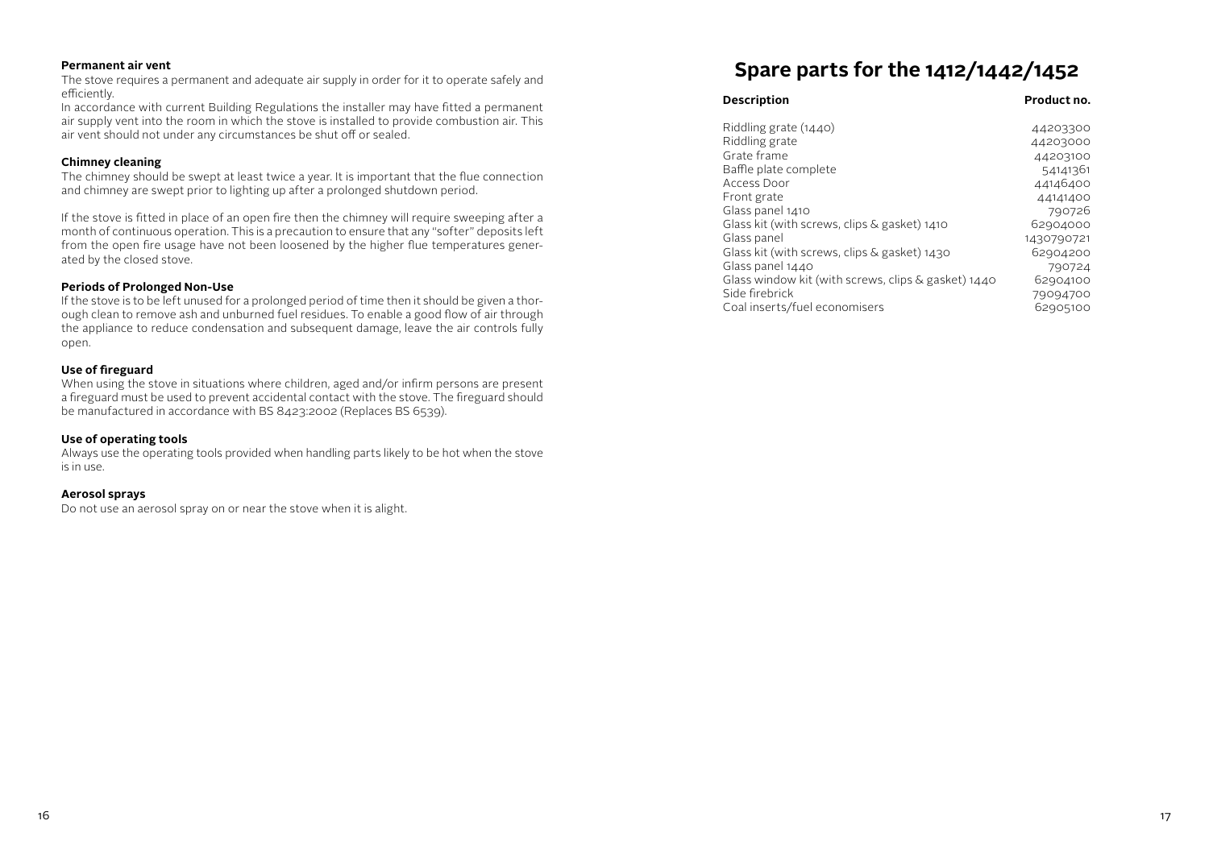#### Permanent air vent

The stove requires a permanent and adequate air supply in order for it to operate safely and efficiently.

In accordance with current Building Regulations the installer may have fitted a permanent air supply vent into the room in which the stove is installed to provide combustion air. This air vent should not under any circumstances be shut off or sealed.

#### Chimney cleaning

The chimney should be swept at least twice a year. It is important that the flue connection and chimney are swept prior to lighting up after a prolonged shutdown period.

If the stove is fitted in place of an open fire then the chimney will require sweeping after a month of continuous operation. This is a precaution to ensure that any "softer" deposits left from the open fire usage have not been loosened by the higher flue temperatures generated by the closed stove.

#### Periods of Prolonged Non-Use

If the stove is to be left unused for a prolonged period of time then it should be given a thorough clean to remove ash and unburned fuel residues. To enable a good flow of air through the appliance to reduce condensation and subsequent damage, leave the air controls fully open.

#### Use of fireguard

When using the stove in situations where children, aged and/or infirm persons are present a fireguard must be used to prevent accidental contact with the stove. The fireguard should be manufactured in accordance with BS 8423:2002 (Replaces BS 6539).

#### Use of operating tools

Always use the operating tools provided when handling parts likely to be hot when the stove is in use.

#### Aerosol sprays

Do not use an aerosol spray on or near the stove when it is alight.

# Spare parts for the 1412/1442/1452

| Description | Product no. |
|---|---|
| Riddling grate (1440) | 44203300 |
| Riddling grate | 44203000 |
| Grate frame | 44203100 |
| Baffle plate complete | 54141361 |
| Access Door | 44146400 |
| Front grate | 44141400 |
| Glass panel 1410 | 790726 |
| Glass kit (with screws, clips & gasket) 1410 | 62904000 |
| Glass panel | 1430790721 |
| Glass kit (with screws, clips & gasket) 1430 | 62904200 |
| Glass panel 1440 | 790724 |
| Glass window kit (with screws, clips & gasket) 1440 | 62904100 |
| Side firebrick | 79094700 |
| Coal inserts/fuel economisers | 62905100 |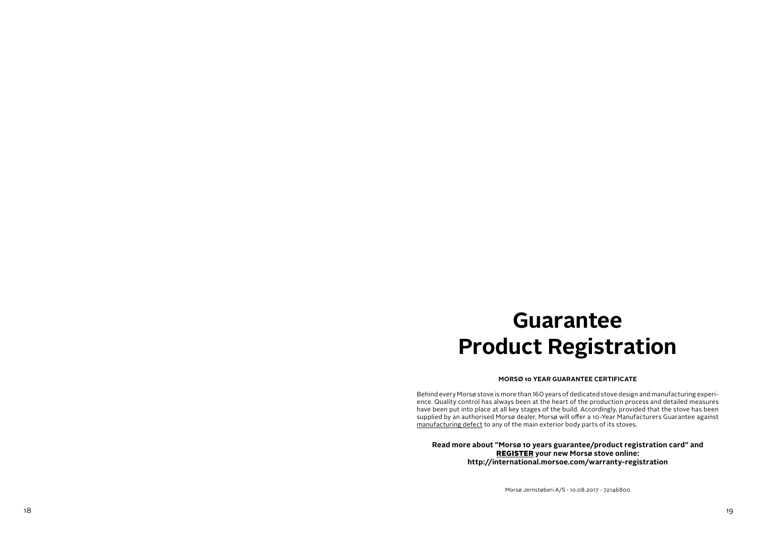# Guarantee
# Product Registration

**MORSØ 10 YEAR GUARANTEE CERTIFICATE**

Behind every Morsø stove is more than 160 years of dedicated stove design and manufacturing experience. Quality control has always been at the heart of the production process and detailed measures have been put into place at all key stages of the build. Accordingly, provided that the stove has been supplied by an authorised Morsø dealer, Morsø will offer a 10-Year Manufacturers Guarantee against manufacturing defect to any of the main exterior body parts of its stoves.

**Read more about "Morsø 10 years guarantee/product registration card" and REGISTER your new Morsø stove online: http://international.morsoe.com/warranty-registration**

Morsø Jernstøberi A/S - 10.08.2017 - 72146800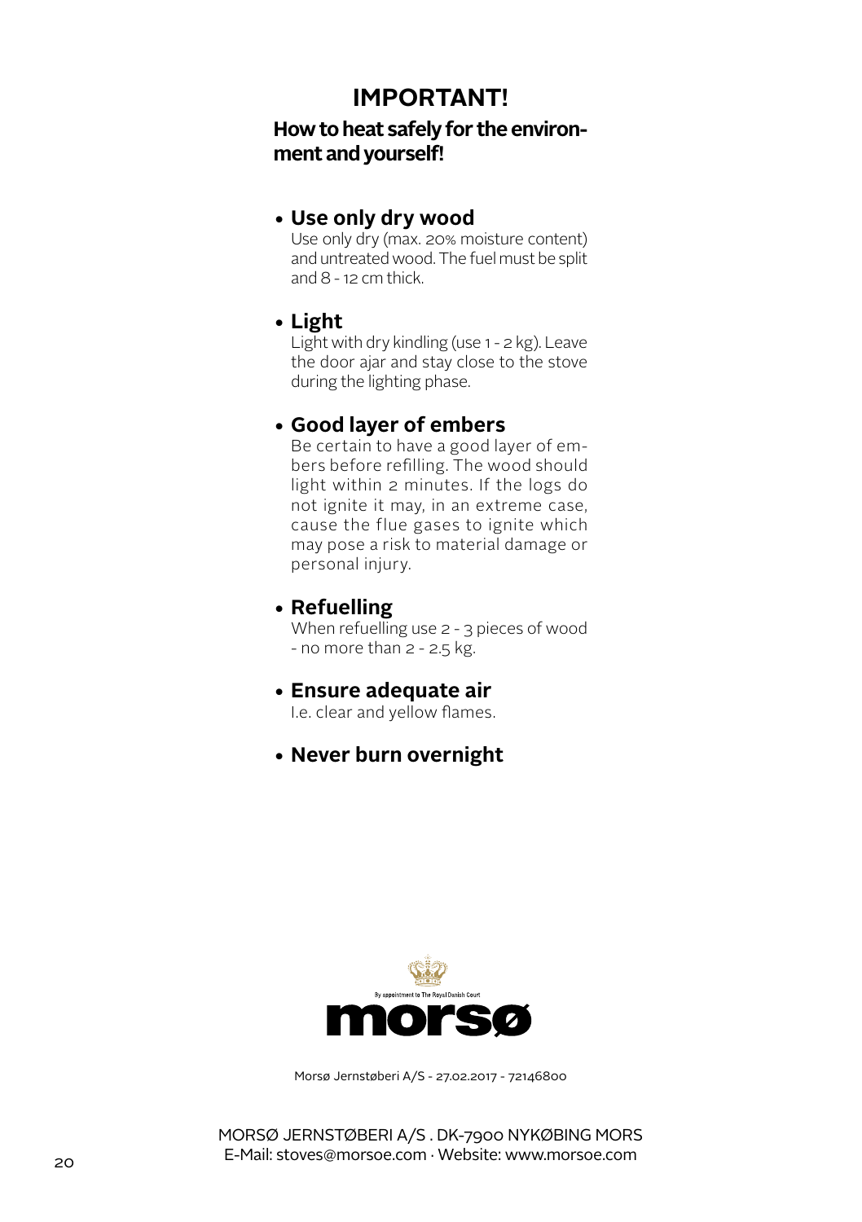# IMPORTANT!

## How to heat safely for the environment and yourself!

- **Use only dry wood**
  Use only dry (max. 20% moisture content) and untreated wood. The fuel must be split and 8 - 12 cm thick.

- **Light**
  Light with dry kindling (use 1 - 2 kg). Leave the door ajar and stay close to the stove during the lighting phase.

- **Good layer of embers**
  Be certain to have a good layer of embers before refilling. The wood should light within 2 minutes. If the logs do not ignite it may, in an extreme case, cause the flue gases to ignite which may pose a risk to material damage or personal injury.

- **Refuelling**
  When refuelling use 2 - 3 pieces of wood - no more than 2 - 2.5 kg.

- **Ensure adequate air**
  I.e. clear and yellow flames.

- **Never burn overnight**

By appointment to The Royal Danish Court

morsø

Morsø Jernstøberi A/S - 27.02.2017 - 72146800

MORSØ JERNSTØBERI A/S . DK-7900 NYKØBING MORS
E-Mail: stoves@morsoe.com · Website: www.morsoe.com